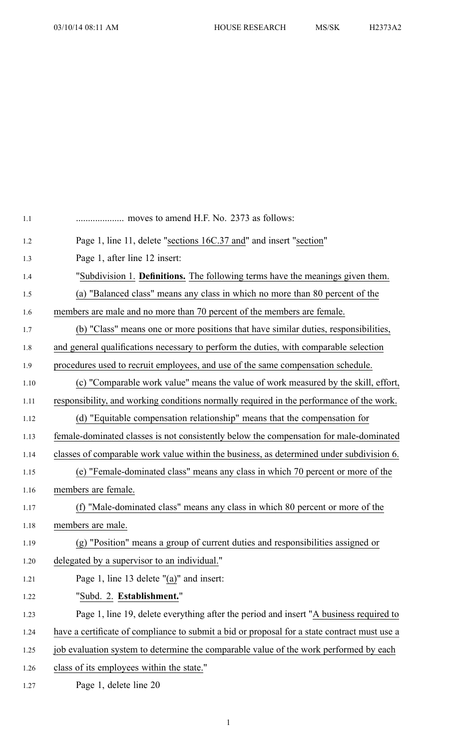.................... moves to amend H.F. No. 2373 as follows:

Page 1, line 11, delete "sections 16C.37 and" and insert "section"

Page 1, after line 12 insert:

"Subdivision 1. **Definitions.** The following terms have the meanings given them.

(a) "Balanced class" means any class in which no more than 80 percent of the members are male and no more than 70 percent of the members are female.

(b) "Class" means one or more positions that have similar duties, responsibilities, and general qualifications necessary to perform the duties, with comparable selection procedures used to recruit employees, and use of the same compensation schedule.

(c) "Comparable work value" means the value of work measured by the skill, effort, responsibility, and working conditions normally required in the performance of the work.

(d) "Equitable compensation relationship" means that the compensation for female-dominated classes is not consistently below the compensation for male-dominated classes of comparable work value within the business, as determined under subdivision 6.

(e) "Female-dominated class" means any class in which 70 percent or more of the members are female.

(f) "Male-dominated class" means any class in which 80 percent or more of the members are male.

(g) "Position" means a group of current duties and responsibilities assigned or delegated by a supervisor to an individual."

Page 1, line 13 delete "(a)" and insert:

"Subd. 2. **Establishment.**"

Page 1, line 19, delete everything after the period and insert "A business required to have a certificate of compliance to submit a bid or proposal for a state contract must use a job evaluation system to determine the comparable value of the work performed by each class of its employees within the state."

Page 1, delete line 20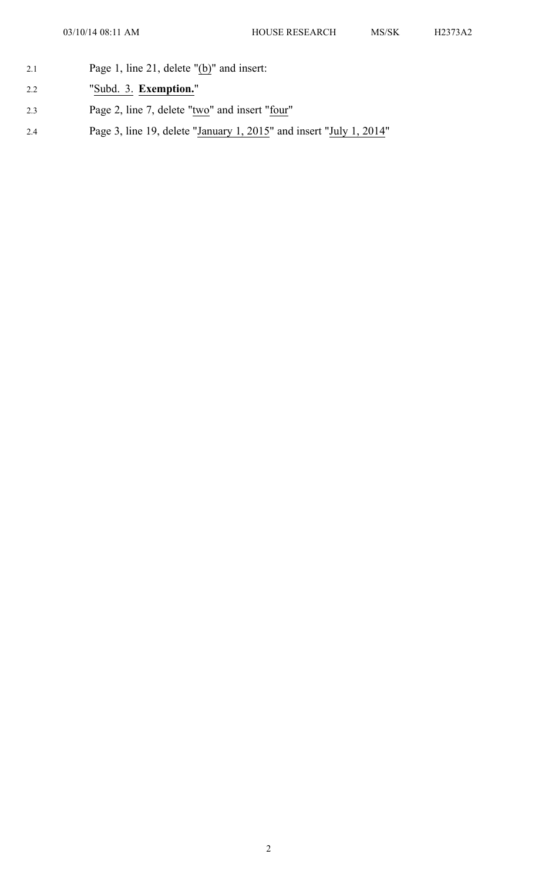2.1 Page 1, line 21, delete "(b)" and insert:

2.2 "Subd. 3. **Exemption.**"

2.3 Page 2, line 7, delete "two" and insert "four"

2.4 Page 3, line 19, delete "January 1, 2015" and insert "July 1, 2014"